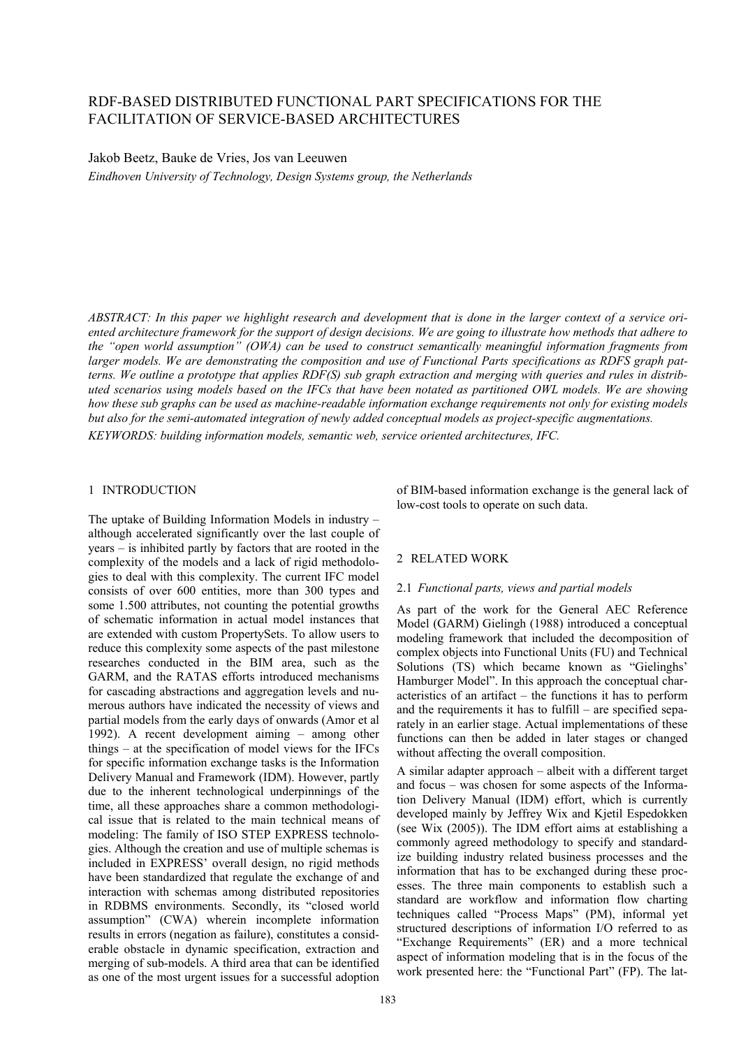# RDF-BASED DISTRIBUTED FUNCTIONAL PART SPECIFICATIONS FOR THE FACILITATION OF SERVICE-BASED ARCHITECTURES

Jakob Beetz, Bauke de Vries, Jos van Leeuwen

*Eindhoven University of Technology, Design Systems group, the Netherlands*

*ABSTRACT: In this paper we highlight research and development that is done in the larger context of a service oriented architecture framework for the support of design decisions. We are going to illustrate how methods that adhere to the "open world assumption" (OWA) can be used to construct semantically meaningful information fragments from larger models. We are demonstrating the composition and use of Functional Parts specifications as RDFS graph patterns. We outline a prototype that applies RDF(S) sub graph extraction and merging with queries and rules in distributed scenarios using models based on the IFCs that have been notated as partitioned OWL models. We are showing how these sub graphs can be used as machine-readable information exchange requirements not only for existing models but also for the semi-automated integration of newly added conceptual models as project-specific augmentations.*

*KEYWORDS: building information models, semantic web, service oriented architectures, IFC.*

## 1 INTRODUCTION

The uptake of Building Information Models in industry – although accelerated significantly over the last couple of years – is inhibited partly by factors that are rooted in the complexity of the models and a lack of rigid methodologies to deal with this complexity. The current IFC model consists of over 600 entities, more than 300 types and some 1.500 attributes, not counting the potential growths of schematic information in actual model instances that are extended with custom PropertySets. To allow users to reduce this complexity some aspects of the past milestone researches conducted in the BIM area, such as the GARM, and the RATAS efforts introduced mechanisms for cascading abstractions and aggregation levels and numerous authors have indicated the necessity of views and partial models from the early days of onwards (Amor et al 1992). A recent development aiming – among other things – at the specification of model views for the IFCs for specific information exchange tasks is the Information Delivery Manual and Framework (IDM). However, partly due to the inherent technological underpinnings of the time, all these approaches share a common methodological issue that is related to the main technical means of modeling: The family of ISO STEP EXPRESS technologies. Although the creation and use of multiple schemas is included in EXPRESS' overall design, no rigid methods have been standardized that regulate the exchange of and interaction with schemas among distributed repositories in RDBMS environments. Secondly, its "closed world assumption" (CWA) wherein incomplete information results in errors (negation as failure), constitutes a considerable obstacle in dynamic specification, extraction and merging of sub-models. A third area that can be identified as one of the most urgent issues for a successful adoption of BIM-based information exchange is the general lack of low-cost tools to operate on such data.

## 2 RELATED WORK

### 2.1 *Functional parts, views and partial models*

As part of the work for the General AEC Reference Model (GARM) Gielingh (1988) introduced a conceptual modeling framework that included the decomposition of complex objects into Functional Units (FU) and Technical Solutions (TS) which became known as "Gielinghs' Hamburger Model". In this approach the conceptual characteristics of an artifact – the functions it has to perform and the requirements it has to fulfill – are specified separately in an earlier stage. Actual implementations of these functions can then be added in later stages or changed without affecting the overall composition.

A similar adapter approach – albeit with a different target and focus – was chosen for some aspects of the Information Delivery Manual (IDM) effort, which is currently developed mainly by Jeffrey Wix and Kjetil Espedokken (see Wix (2005)). The IDM effort aims at establishing a commonly agreed methodology to specify and standardize building industry related business processes and the information that has to be exchanged during these processes. The three main components to establish such a standard are workflow and information flow charting techniques called "Process Maps" (PM), informal yet structured descriptions of information I/O referred to as "Exchange Requirements" (ER) and a more technical aspect of information modeling that is in the focus of the work presented here: the "Functional Part" (FP). The lat-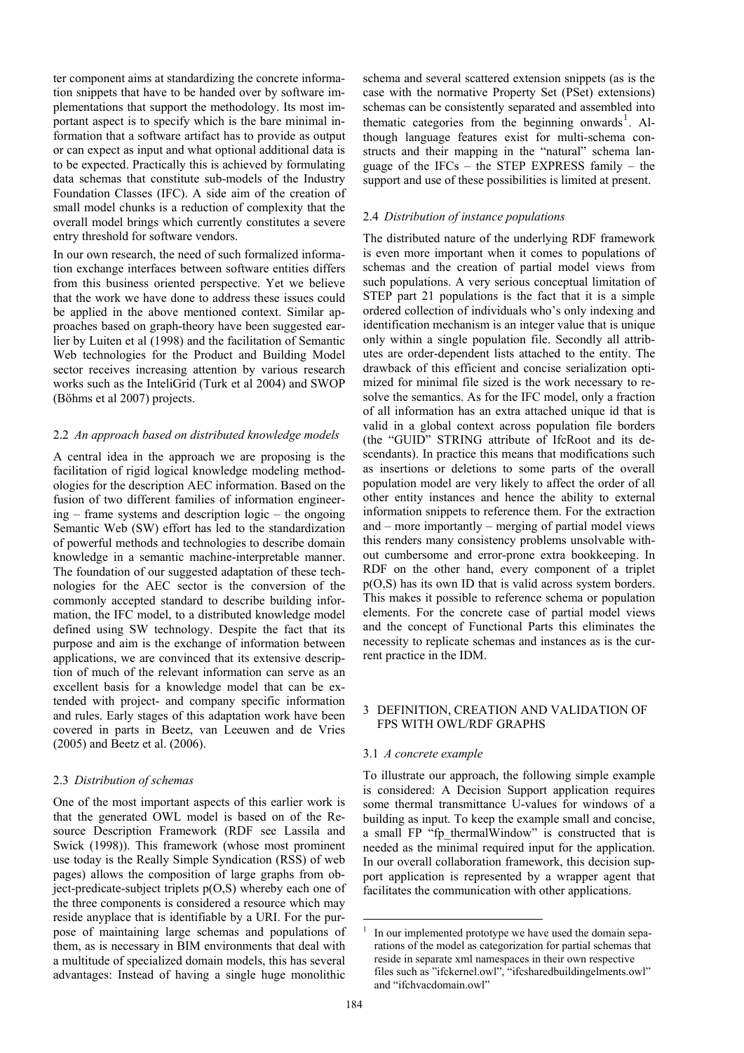ter component aims at standardizing the concrete information snippets that have to be handed over by software implementations that support the methodology. Its most important aspect is to specify which is the bare minimal information that a software artifact has to provide as output or can expect as input and what optional additional data is to be expected. Practically this is achieved by formulating data schemas that constitute sub-models of the Industry Foundation Classes (IFC). A side aim of the creation of small model chunks is a reduction of complexity that the overall model brings which currently constitutes a severe entry threshold for software vendors.

In our own research, the need of such formalized information exchange interfaces between software entities differs from this business oriented perspective. Yet we believe that the work we have done to address these issues could be applied in the above mentioned context. Similar approaches based on graph-theory have been suggested earlier by Luiten et al (1998) and the facilitation of Semantic Web technologies for the Product and Building Model sector receives increasing attention by various research works such as the InteliGrid (Turk et al 2004) and SWOP (Böhms et al 2007) projects.

### 2.2 *An approach based on distributed knowledge models*

A central idea in the approach we are proposing is the facilitation of rigid logical knowledge modeling methodologies for the description AEC information. Based on the fusion of two different families of information engineering – frame systems and description logic – the ongoing Semantic Web (SW) effort has led to the standardization of powerful methods and technologies to describe domain knowledge in a semantic machine-interpretable manner. The foundation of our suggested adaptation of these technologies for the AEC sector is the conversion of the commonly accepted standard to describe building information, the IFC model, to a distributed knowledge model defined using SW technology. Despite the fact that its purpose and aim is the exchange of information between applications, we are convinced that its extensive description of much of the relevant information can serve as an excellent basis for a knowledge model that can be extended with project- and company specific information and rules. Early stages of this adaptation work have been covered in parts in Beetz, van Leeuwen and de Vries (2005) and Beetz et al. (2006).

### 2.3 *Distribution of schemas*

One of the most important aspects of this earlier work is that the generated OWL model is based on of the Resource Description Framework (RDF see Lassila and Swick (1998)). This framework (whose most prominent use today is the Really Simple Syndication (RSS) of web pages) allows the composition of large graphs from object-predicate-subject triplets p(O,S) whereby each one of the three components is considered a resource which may reside anyplace that is identifiable by a URI. For the purpose of maintaining large schemas and populations of them, as is necessary in BIM environments that deal with a multitude of specialized domain models, this has several advantages: Instead of having a single huge monolithic schema and several scattered extension snippets (as is the case with the normative Property Set (PSet) extensions) schemas can be consistently separated and assembled into thematic categories from the beginning onwards[1]. Although language features exist for multi-schema constructs and their mapping in the "natural" schema language of the IFCs – the STEP EXPRESS family – the support and use of these possibilities is limited at present.

### 2.4 *Distribution of instance populations*

The distributed nature of the underlying RDF framework is even more important when it comes to populations of schemas and the creation of partial model views from such populations. A very serious conceptual limitation of STEP part 21 populations is the fact that it is a simple ordered collection of individuals who's only indexing and identification mechanism is an integer value that is unique only within a single population file. Secondly all attributes are order-dependent lists attached to the entity. The drawback of this efficient and concise serialization optimized for minimal file sized is the work necessary to resolve the semantics. As for the IFC model, only a fraction of all information has an extra attached unique id that is valid in a global context across population file borders (the "GUID" STRING attribute of IfcRoot and its descendants). In practice this means that modifications such as insertions or deletions to some parts of the overall population model are very likely to affect the order of all other entity instances and hence the ability to external information snippets to reference them. For the extraction and – more importantly – merging of partial model views this renders many consistency problems unsolvable without cumbersome and error-prone extra bookkeeping. In RDF on the other hand, every component of a triplet p(O,S) has its own ID that is valid across system borders. This makes it possible to reference schema or population elements. For the concrete case of partial model views and the concept of Functional Parts this eliminates the necessity to replicate schemas and instances as is the current practice in the IDM.

## 3 DEFINITION, CREATION AND VALIDATION OF FPS WITH OWL/RDF GRAPHS

### 3.1 *A concrete example*

To illustrate our approach, the following simple example is considered: A Decision Support application requires some thermal transmittance U-values for windows of a building as input. To keep the example small and concise, a small FP "fp_thermalWindow" is constructed that is needed as the minimal required input for the application. In our overall collaboration framework, this decision support application is represented by a wrapper agent that facilitates the communication with other applications.

[1] In our implemented prototype we have used the domain separations of the model as categorization for partial schemas that reside in separate xml namespaces in their own respective files such as "ifckernel.owl", "ifcsharedbuildingelments.owl" and "ifchvacdomain.owl"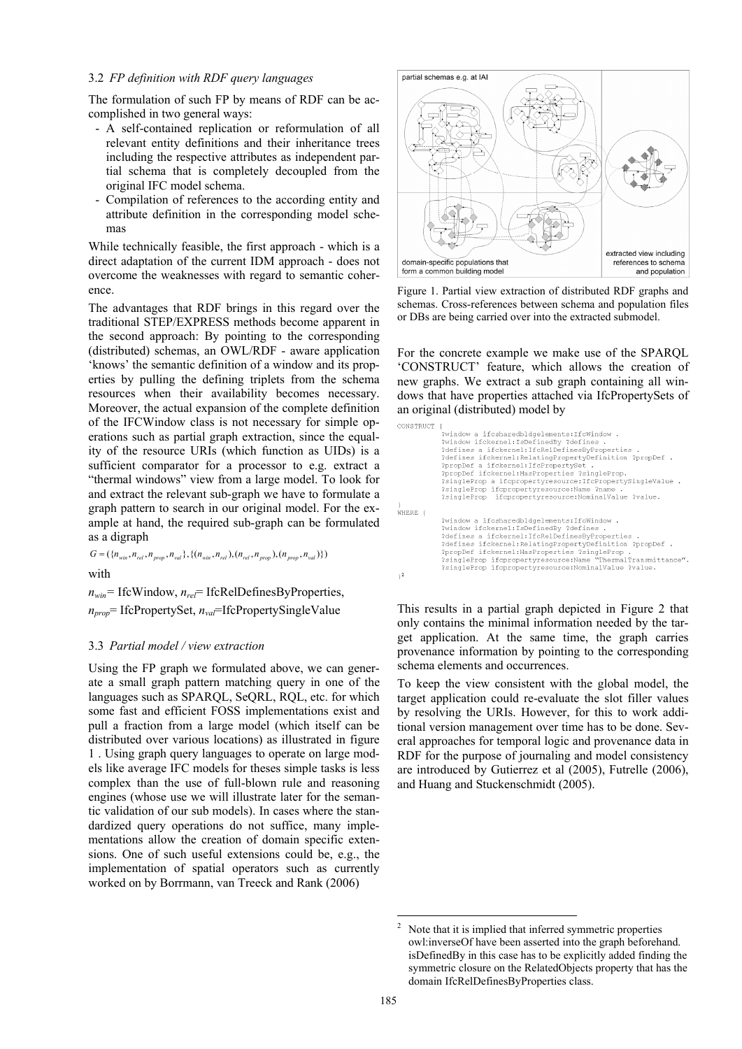### 3.2 *FP definition with RDF query languages*

The formulation of such FP by means of RDF can be accomplished in two general ways:

- A self-contained replication or reformulation of all relevant entity definitions and their inheritance trees including the respective attributes as independent partial schema that is completely decoupled from the original IFC model schema.
- Compilation of references to the according entity and attribute definition in the corresponding model schemas

While technically feasible, the first approach - which is a direct adaptation of the current IDM approach - does not overcome the weaknesses with regard to semantic coherence.

The advantages that RDF brings in this regard over the traditional STEP/EXPRESS methods become apparent in the second approach: By pointing to the corresponding (distributed) schemas, an OWL/RDF - aware application 'knows' the semantic definition of a window and its properties by pulling the defining triplets from the schema resources when their availability becomes necessary. Moreover, the actual expansion of the complete definition of the IFCWindow class is not necessary for simple operations such as partial graph extraction, since the equality of the resource URIs (which function as UIDs) is a sufficient comparator for a processor to e.g. extract a "thermal windows" view from a large model. To look for and extract the relevant sub-graph we have to formulate a graph pattern to search in our original model. For the example at hand, the required sub-graph can be formulated as a digraph

$$G = (\{n_{win}, n_{rel}, n_{prop}, n_{val}\}, \{(n_{win}, n_{rel}), (n_{rel}, n_{prop}), (n_{prop}, n_{val})\})$$

with

$n_{win}$= IfcWindow, $n_{rel}$= IfcRelDefinesByProperties,

$n_{prop}$= IfcPropertySet, $n_{val}$=IfcPropertySingleValue

### 3.3 *Partial model / view extraction*

Using the FP graph we formulated above, we can generate a small graph pattern matching query in one of the languages such as SPARQL, SeQRL, RQL, etc. for which some fast and efficient FOSS implementations exist and pull a fraction from a large model (which itself can be distributed over various locations) as illustrated in figure 1 . Using graph query languages to operate on large models like average IFC models for theses simple tasks is less complex than the use of full-blown rule and reasoning engines (whose use we will illustrate later for the semantic validation of our sub models). In cases where the standardized query operations do not suffice, many implementations allow the creation of domain specific extensions. One of such useful extensions could be, e.g., the implementation of spatial operators such as currently worked on by Borrmann, van Treeck and Rank (2006)

Figure 1. Partial view extraction of distributed RDF graphs and schemas. Cross-references between schema and population files or DBs are being carried over into the extracted submodel.

For the concrete example we make use of the SPARQL 'CONSTRUCT' feature, which allows the creation of new graphs. We extract a sub graph containing all windows that have properties attached via IfcPropertySets of an original (distributed) model by

```
CONSTRUCT {
        ?window a ifcsharedbldgelements:IfcWindow .
        ?window ifckernel:IsDefinedBy ?defines .
        ?defines a ifckernel:IfcRelDefinesByProperties .
        ?defines ifckernel:RelatingPropertyDefinition ?propDef .
        ?propDef a ifckernel:IfcPropertySet .
        ?propDef ifckernel:HasProperties ?singleProp.
        ?singleProp a ifcpropertyresource:IfcPropertySingleValue .
        ?singleProp ifcpropertyresource:Name ?name .
        ?singleProp  ifcpropertyresource:NominalValue ?value.
}
WHERE {
        ?window a ifcsharedbldgelements:IfcWindow .
        ?window ifckernel:IsDefinedBy ?defines .
        ?defines a ifckernel:IfcRelDefinesByProperties .
        ?defines ifckernel:RelatingPropertyDefinition ?propDef .
        ?propDef ifckernel:HasProperties ?singleProp .
        ?singleProp ifcpropertyresource:Name "ThermalTransmittance".
        ?singleProp ifcpropertyresource:NominalValue ?value.
}[2]
```

This results in a partial graph depicted in Figure 2 that only contains the minimal information needed by the target application. At the same time, the graph carries provenance information by pointing to the corresponding schema elements and occurrences.

To keep the view consistent with the global model, the target application could re-evaluate the slot filler values by resolving the URIs. However, for this to work additional version management over time has to be done. Several approaches for temporal logic and provenance data in RDF for the purpose of journaling and model consistency are introduced by Gutierrez et al (2005), Futrelle (2006), and Huang and Stuckenschmidt (2005).

[2] Note that it is implied that inferred symmetric properties owl:inverseOf have been asserted into the graph beforehand. isDefinedBy in this case has to be explicitly added finding the symmetric closure on the RelatedObjects property that has the domain IfcRelDefinesByProperties class.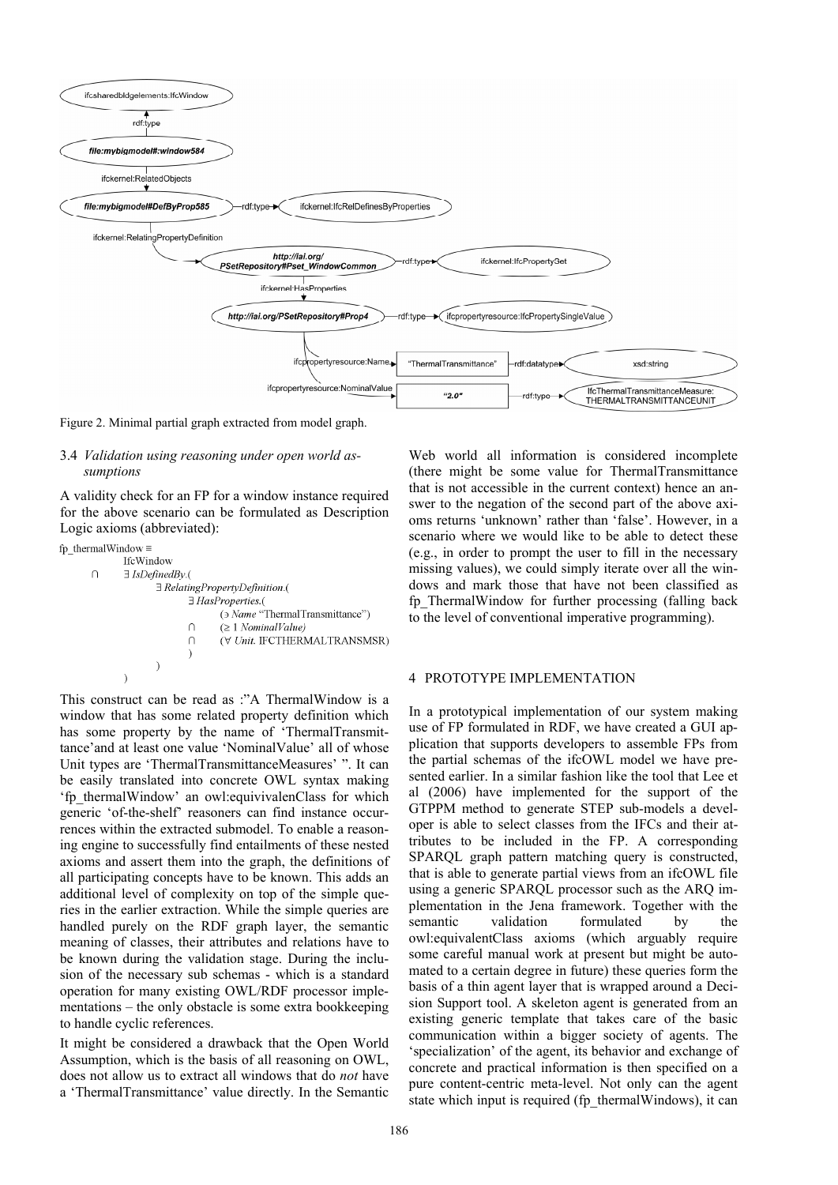Figure 2. Minimal partial graph extracted from model graph.

### 3.4 *Validation using reasoning under open world assumptions*

A validity check for an FP for a window instance required for the above scenario can be formulated as Description Logic axioms (abbreviated):

$$
\begin{aligned}
\text{fp\_thermalWindow} \equiv\ & \text{IfcWindow} \\
\sqcap\ & \exists\, \textit{IsDefinedBy}.( \\
& \quad \exists\, \textit{RelatingPropertyDefinition}.( \\
& \quad\quad \exists\, \textit{HasProperties}.( \\
& \quad\quad\quad (\ni \textit{Name}\ \text{“ThermalTransmittance”}) \\
& \quad\quad\quad \sqcap\ (\geq 1\ \textit{NominalValue}) \\
& \quad\quad\quad \sqcap\ (\forall\, \textit{Unit}.\ \text{IFCTHERMALTRANSMSR}) \\
& \quad\quad ) \\
& \quad ) \\
& )
\end{aligned}
$$

This construct can be read as :"A ThermalWindow is a window that has some related property definition which has some property by the name of 'ThermalTransmittance'and at least one value 'NominalValue' all of whose Unit types are 'ThermalTransmittanceMeasures' ". It can be easily translated into concrete OWL syntax making 'fp_thermalWindow' an owl:equivivalenClass for which generic 'of-the-shelf' reasoners can find instance occurrences within the extracted submodel. To enable a reasoning engine to successfully find entailments of these nested axioms and assert them into the graph, the definitions of all participating concepts have to be known. This adds an additional level of complexity on top of the simple queries in the earlier extraction. While the simple queries are handled purely on the RDF graph layer, the semantic meaning of classes, their attributes and relations have to be known during the validation stage. During the inclusion of the necessary sub schemas - which is a standard operation for many existing OWL/RDF processor implementations – the only obstacle is some extra bookkeeping to handle cyclic references.

It might be considered a drawback that the Open World Assumption, which is the basis of all reasoning on OWL, does not allow us to extract all windows that do *not* have a 'ThermalTransmittance' value directly. In the Semantic Web world all information is considered incomplete (there might be some value for ThermalTransmittance that is not accessible in the current context) hence an answer to the negation of the second part of the above axioms returns 'unknown' rather than 'false'. However, in a scenario where we would like to be able to detect these (e.g., in order to prompt the user to fill in the necessary missing values), we could simply iterate over all the windows and mark those that have not been classified as fp_ThermalWindow for further processing (falling back to the level of conventional imperative programming).

## 4 PROTOTYPE IMPLEMENTATION

In a prototypical implementation of our system making use of FP formulated in RDF, we have created a GUI application that supports developers to assemble FPs from the partial schemas of the ifcOWL model we have presented earlier. In a similar fashion like the tool that Lee et al (2006) have implemented for the support of the GTPPM method to generate STEP sub-models a developer is able to select classes from the IFCs and their attributes to be included in the FP. A corresponding SPARQL graph pattern matching query is constructed, that is able to generate partial views from an ifcOWL file using a generic SPARQL processor such as the ARQ implementation in the Jena framework. Together with the semantic validation formulated by the owl:equivalentClass axioms (which arguably require some careful manual work at present but might be automated to a certain degree in future) these queries form the basis of a thin agent layer that is wrapped around a Decision Support tool. A skeleton agent is generated from an existing generic template that takes care of the basic communication within a bigger society of agents. The 'specialization' of the agent, its behavior and exchange of concrete and practical information is then specified on a pure content-centric meta-level. Not only can the agent state which input is required (fp_thermalWindows), it can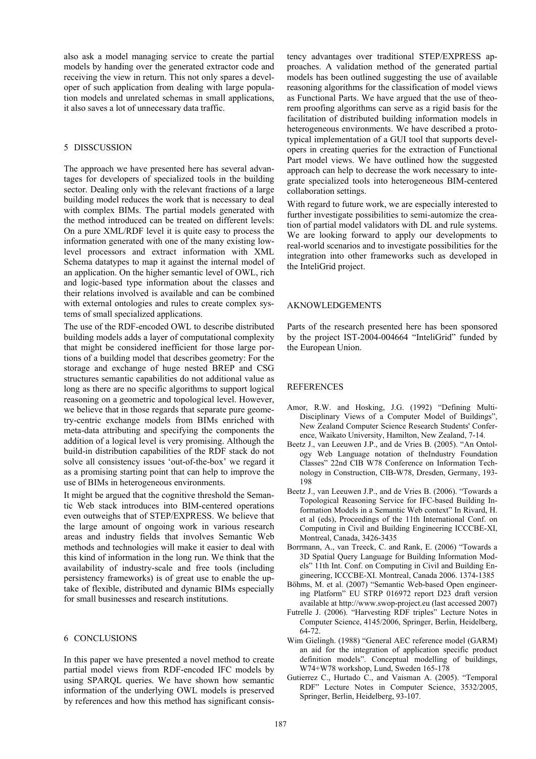also ask a model managing service to create the partial models by handing over the generated extractor code and receiving the view in return. This not only spares a developer of such application from dealing with large population models and unrelated schemas in small applications, it also saves a lot of unnecessary data traffic.

## 5 DISSCUSSION

The approach we have presented here has several advantages for developers of specialized tools in the building sector. Dealing only with the relevant fractions of a large building model reduces the work that is necessary to deal with complex BIMs. The partial models generated with the method introduced can be treated on different levels: On a pure XML/RDF level it is quite easy to process the information generated with one of the many existing low-level processors and extract information with XML Schema datatypes to map it against the internal model of an application. On the higher semantic level of OWL, rich and logic-based type information about the classes and their relations involved is available and can be combined with external ontologies and rules to create complex systems of small specialized applications.

The use of the RDF-encoded OWL to describe distributed building models adds a layer of computational complexity that might be considered inefficient for those large portions of a building model that describes geometry: For the storage and exchange of huge nested BREP and CSG structures semantic capabilities do not additional value as long as there are no specific algorithms to support logical reasoning on a geometric and topological level. However, we believe that in those regards that separate pure geometry-centric exchange models from BIMs enriched with meta-data attributing and specifying the components the addition of a logical level is very promising. Although the build-in distribution capabilities of the RDF stack do not solve all consistency issues 'out-of-the-box' we regard it as a promising starting point that can help to improve the use of BIMs in heterogeneous environments.

It might be argued that the cognitive threshold the Semantic Web stack introduces into BIM-centered operations even outweighs that of STEP/EXPRESS. We believe that the large amount of ongoing work in various research areas and industry fields that involves Semantic Web methods and technologies will make it easier to deal with this kind of information in the long run. We think that the availability of industry-scale and free tools (including persistency frameworks) is of great use to enable the uptake of flexible, distributed and dynamic BIMs especially for small businesses and research institutions.

## 6 CONCLUSIONS

In this paper we have presented a novel method to create partial model views from RDF-encoded IFC models by using SPARQL queries. We have shown how semantic information of the underlying OWL models is preserved by references and how this method has significant consistency advantages over traditional STEP/EXPRESS approaches. A validation method of the generated partial models has been outlined suggesting the use of available reasoning algorithms for the classification of model views as Functional Parts. We have argued that the use of theorem proofing algorithms can serve as a rigid basis for the facilitation of distributed building information models in heterogeneous environments. We have described a prototypical implementation of a GUI tool that supports developers in creating queries for the extraction of Functional Part model views. We have outlined how the suggested approach can help to decrease the work necessary to integrate specialized tools into heterogeneous BIM-centered collaboration settings.

With regard to future work, we are especially interested to further investigate possibilities to semi-automize the creation of partial model validators with DL and rule systems. We are looking forward to apply our developments to real-world scenarios and to investigate possibilities for the integration into other frameworks such as developed in the InteliGrid project.

## AKNOWLEDGEMENTS

Parts of the research presented here has been sponsored by the project IST-2004-004664 "InteliGrid" funded by the European Union.

## REFERENCES

Amor, R.W. and Hosking, J.G. (1992) "Defining Multi-Disciplinary Views of a Computer Model of Buildings", New Zealand Computer Science Research Students' Conference, Waikato University, Hamilton, New Zealand, 7-14.

Beetz J., van Leeuwen J.P., and de Vries B. (2005). "An Ontology Web Language notation of theIndustry Foundation Classes" 22nd CIB W78 Conference on Information Technology in Construction, CIB-W78, Dresden, Germany, 193-198

Beetz J., van Leeuwen J.P., and de Vries B. (2006). "Towards a Topological Reasoning Service for IFC-based Building Information Models in a Semantic Web context" In Rivard, H. et al (eds), Proceedings of the 11th International Conf. on Computing in Civil and Building Engineering ICCCBE-XI, Montreal, Canada, 3426-3435

Borrmann, A., van Treeck, C. and Rank, E. (2006) "Towards a 3D Spatial Query Language for Building Information Models" 11th Int. Conf. on Computing in Civil and Building Engineering, ICCCBE-XI. Montreal, Canada 2006. 1374-1385

Böhms, M. et al. (2007) "Semantic Web-based Open engineering Platform" EU STRP 016972 report D23 draft version available at http://www.swop-project.eu (last accessed 2007)

Futrelle J. (2006). "Harvesting RDF triples" Lecture Notes in Computer Science, 4145/2006, Springer, Berlin, Heidelberg, 64-72.

Wim Gielingh. (1988) "General AEC reference model (GARM) an aid for the integration of application specific product definition models". Conceptual modelling of buildings, W74+W78 workshop, Lund, Sweden 165-178

Gutierrez C., Hurtado C., and Vaisman A. (2005). "Temporal RDF" Lecture Notes in Computer Science, 3532/2005, Springer, Berlin, Heidelberg, 93-107.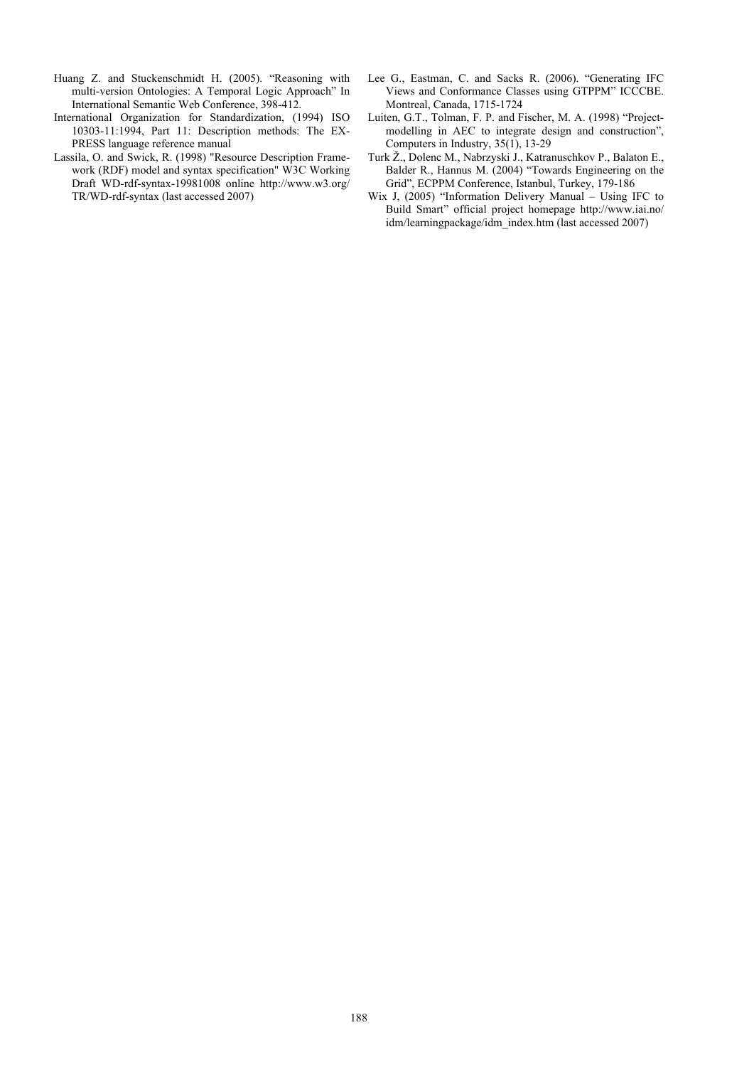Huang Z. and Stuckenschmidt H. (2005). "Reasoning with multi-version Ontologies: A Temporal Logic Approach" In International Semantic Web Conference, 398-412.

International Organization for Standardization, (1994) ISO 10303-11:1994, Part 11: Description methods: The EXPRESS language reference manual

Lassila, O. and Swick, R. (1998) "Resource Description Framework (RDF) model and syntax specification" W3C Working Draft WD-rdf-syntax-19981008 online http://www.w3.org/TR/WD-rdf-syntax (last accessed 2007)

Lee G., Eastman, C. and Sacks R. (2006). "Generating IFC Views and Conformance Classes using GTPPM" ICCCBE. Montreal, Canada, 1715-1724

Luiten, G.T., Tolman, F. P. and Fischer, M. A. (1998) "Project-modelling in AEC to integrate design and construction", Computers in Industry, 35(1), 13-29

Turk Ž., Dolenc M., Nabrzyski J., Katranuschkov P., Balaton E., Balder R., Hannus M. (2004) "Towards Engineering on the Grid", ECPPM Conference, Istanbul, Turkey, 179-186

Wix J, (2005) "Information Delivery Manual – Using IFC to Build Smart" official project homepage http://www.iai.no/idm/learningpackage/idm_index.htm (last accessed 2007)